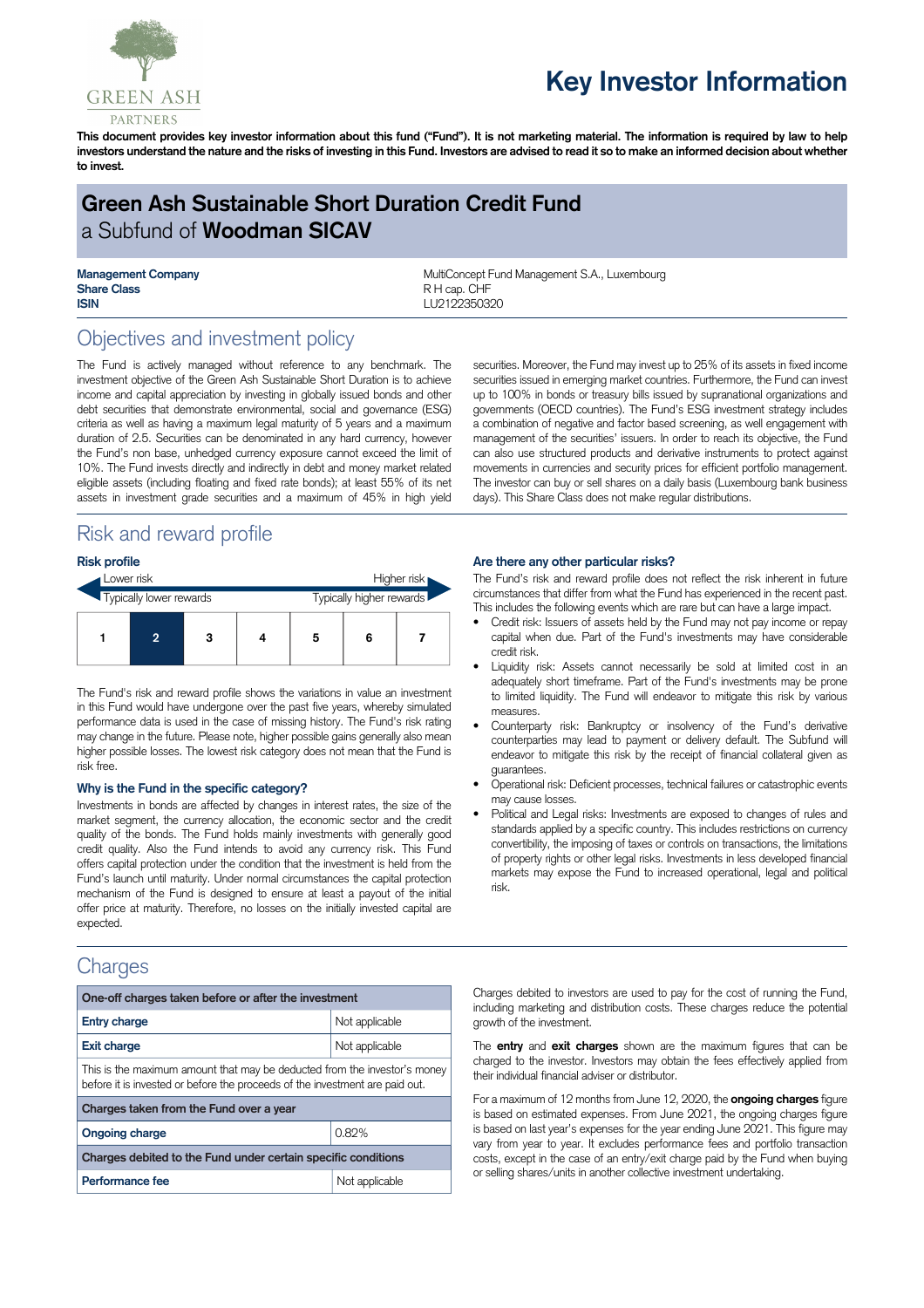GREEN ASH PARTNERS

# Key Investor Information

**This document provides key investor information about this fund ("Fund"). It is not marketing material. The information is required by law to help investors understand the nature and the risks of investing in this Fund. Investors are advised to read it so to make an informed decision about whether to invest.**

## Green Ash Sustainable Short Duration Credit Fund
a Subfund of **Woodman SICAV**

| | |
|---|---|
| **Management Company** | MultiConcept Fund Management S.A., Luxembourg |
| **Share Class** | R H cap. CHF |
| **ISIN** | LU2122350320 |

## Objectives and investment policy

The Fund is actively managed without reference to any benchmark. The investment objective of the Green Ash Sustainable Short Duration is to achieve income and capital appreciation by investing in globally issued bonds and other debt securities that demonstrate environmental, social and governance (ESG) criteria as well as having a maximum legal maturity of 5 years and a maximum duration of 2.5. Securities can be denominated in any hard currency, however the Fund's non base, unhedged currency exposure cannot exceed the limit of 10%. The Fund invests directly and indirectly in debt and money market related eligible assets (including floating and fixed rate bonds); at least 55% of its net assets in investment grade securities and a maximum of 45% in high yield securities. Moreover, the Fund may invest up to 25% of its assets in fixed income securities issued in emerging market countries. Furthermore, the Fund can invest up to 100% in bonds or treasury bills issued by supranational organizations and governments (OECD countries). The Fund's ESG investment strategy includes a combination of negative and factor based screening, as well engagement with management of the securities' issuers. In order to reach its objective, the Fund can also use structured products and derivative instruments to protect against movements in currencies and security prices for efficient portfolio management. The investor can buy or sell shares on a daily basis (Luxembourg bank business days). This Share Class does not make regular distributions.

## Risk and reward profile

### Risk profile

Lower risk — Higher risk

Typically lower rewards — Typically higher rewards

| 1 | **2** | 3 | 4 | 5 | 6 | 7 |
|---|---|---|---|---|---|---|

The Fund's risk and reward profile shows the variations in value an investment in this Fund would have undergone over the past five years, whereby simulated performance data is used in the case of missing history. The Fund's risk rating may change in the future. Please note, higher possible gains generally also mean higher possible losses. The lowest risk category does not mean that the Fund is risk free.

### Why is the Fund in the specific category?

Investments in bonds are affected by changes in interest rates, the size of the market segment, the currency allocation, the economic sector and the credit quality of the bonds. The Fund holds mainly investments with generally good credit quality. Also the Fund intends to avoid any currency risk. This Fund offers capital protection under the condition that the investment is held from the Fund's launch until maturity. Under normal circumstances the capital protection mechanism of the Fund is designed to ensure at least a payout of the initial offer price at maturity. Therefore, no losses on the initially invested capital are expected.

### Are there any other particular risks?

The Fund's risk and reward profile does not reflect the risk inherent in future circumstances that differ from what the Fund has experienced in the recent past. This includes the following events which are rare but can have a large impact.

- Credit risk: Issuers of assets held by the Fund may not pay income or repay capital when due. Part of the Fund's investments may have considerable credit risk.
- Liquidity risk: Assets cannot necessarily be sold at limited cost in an adequately short timeframe. Part of the Fund's investments may be prone to limited liquidity. The Fund will endeavor to mitigate this risk by various measures.
- Counterparty risk: Bankruptcy or insolvency of the Fund's derivative counterparties may lead to payment or delivery default. The Subfund will endeavor to mitigate this risk by the receipt of financial collateral given as guarantees.
- Operational risk: Deficient processes, technical failures or catastrophic events may cause losses.
- Political and Legal risks: Investments are exposed to changes of rules and standards applied by a specific country. This includes restrictions on currency convertibility, the imposing of taxes or controls on transactions, the limitations of property rights or other legal risks. Investments in less developed financial markets may expose the Fund to increased operational, legal and political risk.

## Charges

| One-off charges taken before or after the investment | |
|---|---|
| **Entry charge** | Not applicable |
| **Exit charge** | Not applicable |
| This is the maximum amount that may be deducted from the investor's money before it is invested or before the proceeds of the investment are paid out. | |
| **Charges taken from the Fund over a year** | |
| **Ongoing charge** | 0.82% |
| **Charges debited to the Fund under certain specific conditions** | |
| **Performance fee** | Not applicable |

Charges debited to investors are used to pay for the cost of running the Fund, including marketing and distribution costs. These charges reduce the potential growth of the investment.

The **entry** and **exit charges** shown are the maximum figures that can be charged to the investor. Investors may obtain the fees effectively applied from their individual financial adviser or distributor.

For a maximum of 12 months from June 12, 2020, the **ongoing charges** figure is based on estimated expenses. From June 2021, the ongoing charges figure is based on last year's expenses for the year ending June 2021. This figure may vary from year to year. It excludes performance fees and portfolio transaction costs, except in the case of an entry/exit charge paid by the Fund when buying or selling shares/units in another collective investment undertaking.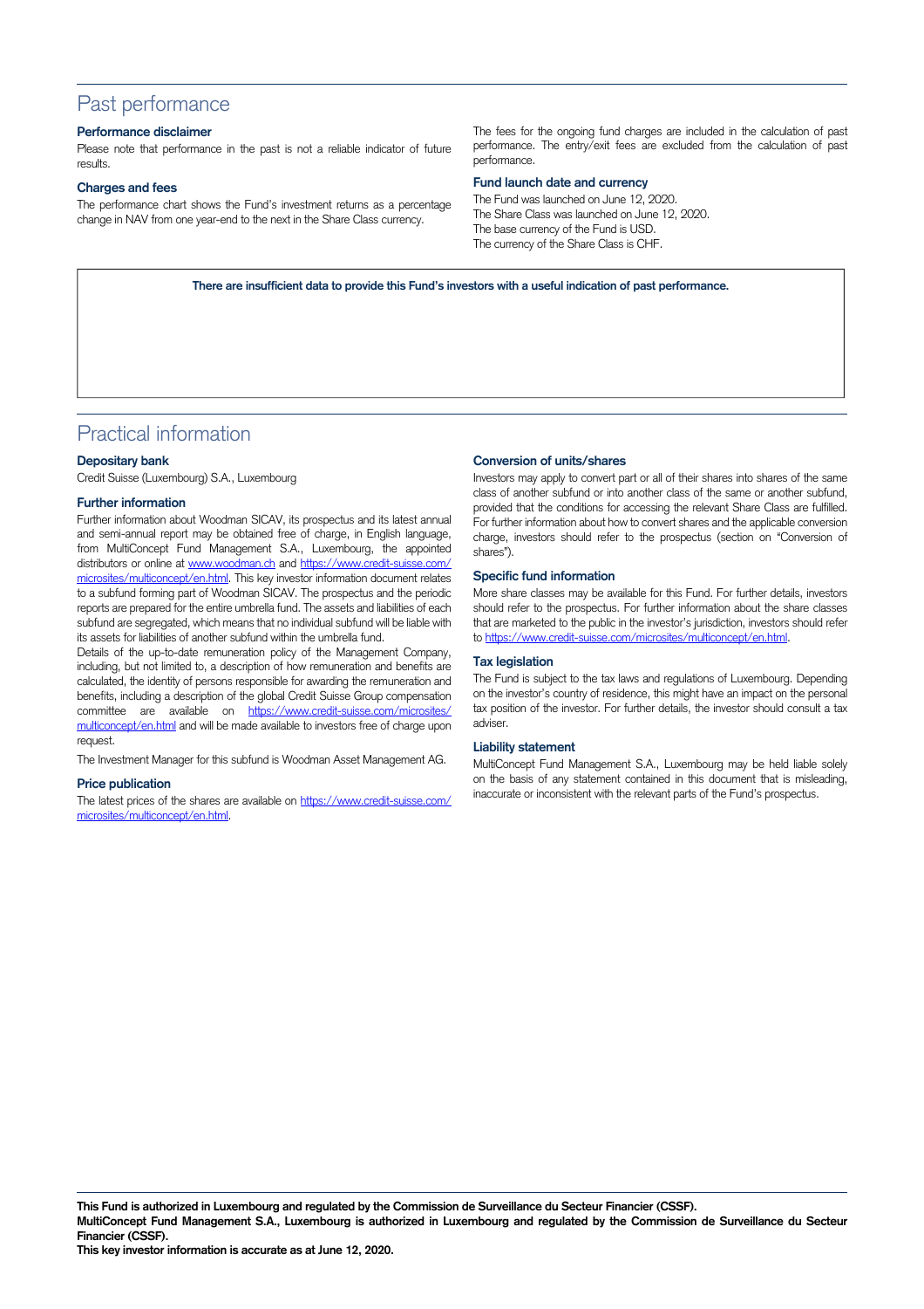## Past performance

### Performance disclaimer

Please note that performance in the past is not a reliable indicator of future results.

### Charges and fees

The performance chart shows the Fund's investment returns as a percentage change in NAV from one year-end to the next in the Share Class currency.

The fees for the ongoing fund charges are included in the calculation of past performance. The entry/exit fees are excluded from the calculation of past performance.

### Fund launch date and currency

The Fund was launched on June 12, 2020.
The Share Class was launched on June 12, 2020.
The base currency of the Fund is USD.
The currency of the Share Class is CHF.

**There are insufficient data to provide this Fund's investors with a useful indication of past performance.**

## Practical information

### Depositary bank

Credit Suisse (Luxembourg) S.A., Luxembourg

### Further information

Further information about Woodman SICAV, its prospectus and its latest annual and semi-annual report may be obtained free of charge, in English language, from MultiConcept Fund Management S.A., Luxembourg, the appointed distributors or online at www.woodman.ch and https://www.credit-suisse.com/microsites/multiconcept/en.html. This key investor information document relates to a subfund forming part of Woodman SICAV. The prospectus and the periodic reports are prepared for the entire umbrella fund. The assets and liabilities of each subfund are segregated, which means that no individual subfund will be liable with its assets for liabilities of another subfund within the umbrella fund.
Details of the up-to-date remuneration policy of the Management Company, including, but not limited to, a description of how remuneration and benefits are calculated, the identity of persons responsible for awarding the remuneration and benefits, including a description of the global Credit Suisse Group compensation committee are available on https://www.credit-suisse.com/microsites/multiconcept/en.html and will be made available to investors free of charge upon request.

The Investment Manager for this subfund is Woodman Asset Management AG.

### Price publication

The latest prices of the shares are available on https://www.credit-suisse.com/microsites/multiconcept/en.html.

### Conversion of units/shares

Investors may apply to convert part or all of their shares into shares of the same class of another subfund or into another class of the same or another subfund, provided that the conditions for accessing the relevant Share Class are fulfilled. For further information about how to convert shares and the applicable conversion charge, investors should refer to the prospectus (section on "Conversion of shares").

### Specific fund information

More share classes may be available for this Fund. For further details, investors should refer to the prospectus. For further information about the share classes that are marketed to the public in the investor's jurisdiction, investors should refer to https://www.credit-suisse.com/microsites/multiconcept/en.html.

### Tax legislation

The Fund is subject to the tax laws and regulations of Luxembourg. Depending on the investor's country of residence, this might have an impact on the personal tax position of the investor. For further details, the investor should consult a tax adviser.

### Liability statement

MultiConcept Fund Management S.A., Luxembourg may be held liable solely on the basis of any statement contained in this document that is misleading, inaccurate or inconsistent with the relevant parts of the Fund's prospectus.

**This Fund is authorized in Luxembourg and regulated by the Commission de Surveillance du Secteur Financier (CSSF).**
**MultiConcept Fund Management S.A., Luxembourg is authorized in Luxembourg and regulated by the Commission de Surveillance du Secteur Financier (CSSF).**
**This key investor information is accurate as at June 12, 2020.**